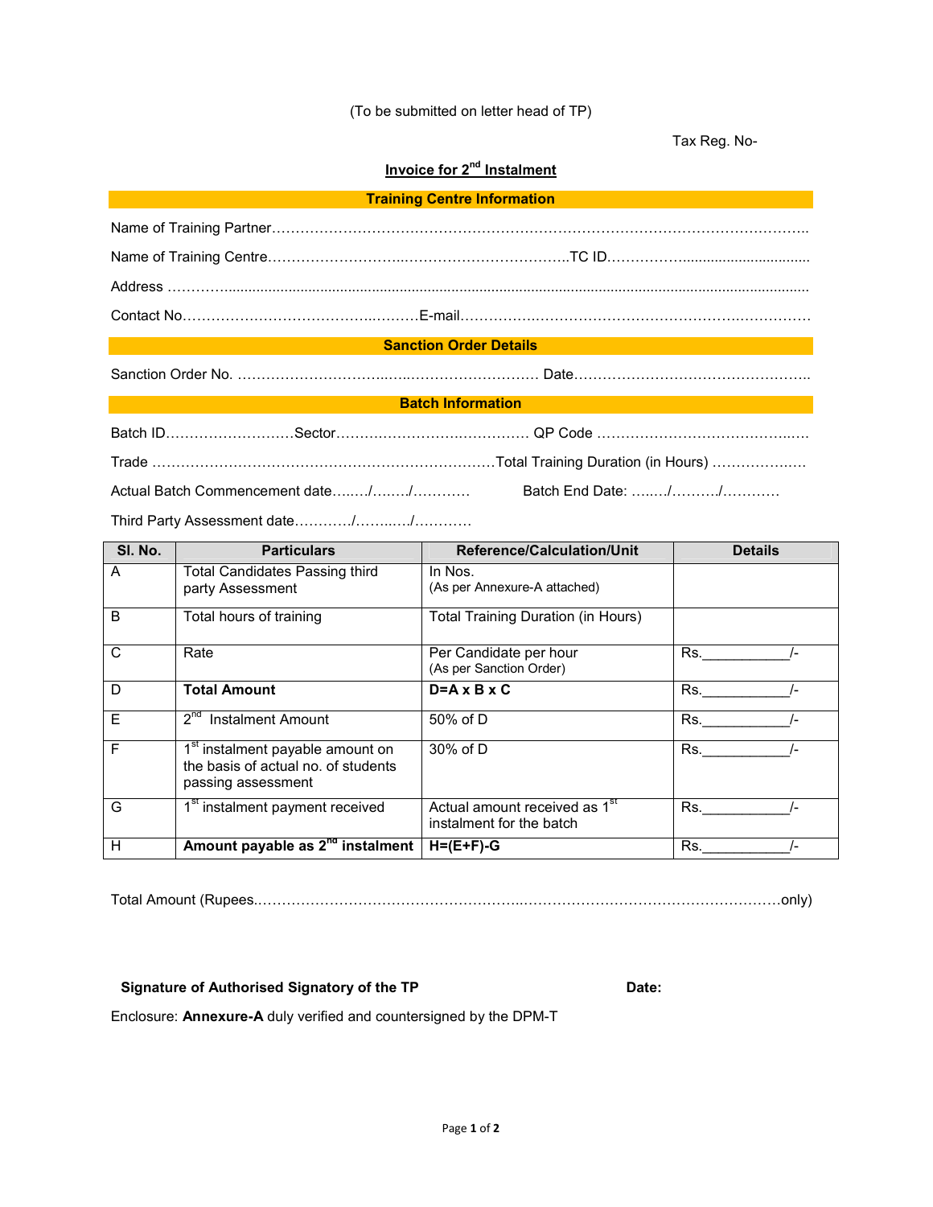(To be submitted on letter head of TP)

Tax Reg. No-

## Invoice for 2nd Instalment

**Training Centre Information**

Name of Training Partner……………………………………………………………………………………………..

Name of Training Centre………………………..……………………………..TC ID……………..............................

Address ………….....................................................................................................................................

Contact No……………………………….………E-mail…………….…………….……………………….…………

**Sanction Order Details**

Sanction Order No. ……………………….…..………………………. Date…………………………………………..

**Batch Information**

Batch ID………………………Sector……………………….…………. QP Code …………………………………..…

Trade ………………………………………………………………Total Training Duration (in Hours) …………….….

Actual Batch Commencement date…..…/….…./………… Batch End Date: ….…/………./…………

Third Party Assessment date…………/……..…/…………

| Sl. No. | Particulars | Reference/Calculation/Unit | Details |
|---|---|---|---|
| A | Total Candidates Passing third party Assessment | In Nos. (As per Annexure-A attached) | |
| B | Total hours of training | Total Training Duration (in Hours) | |
| C | Rate | Per Candidate per hour (As per Sanction Order) | Rs.___________/- |
| D | **Total Amount** | **D=A x B x C** | Rs.___________/- |
| E | 2nd Instalment Amount | 50% of D | Rs.___________/- |
| F | 1st instalment payable amount on the basis of actual no. of students passing assessment | 30% of D | Rs.___________/- |
| G | 1st instalment payment received | Actual amount received as 1st instalment for the batch | Rs.___________/- |
| H | **Amount payable as 2nd instalment** | **H=(E+F)-G** | Rs.___________/- |

Total Amount (Rupees……………………………………………..…………………………………………only)

**Signature of Authorised Signatory of the TP** **Date:**

Enclosure: **Annexure-A** duly verified and countersigned by the DPM-T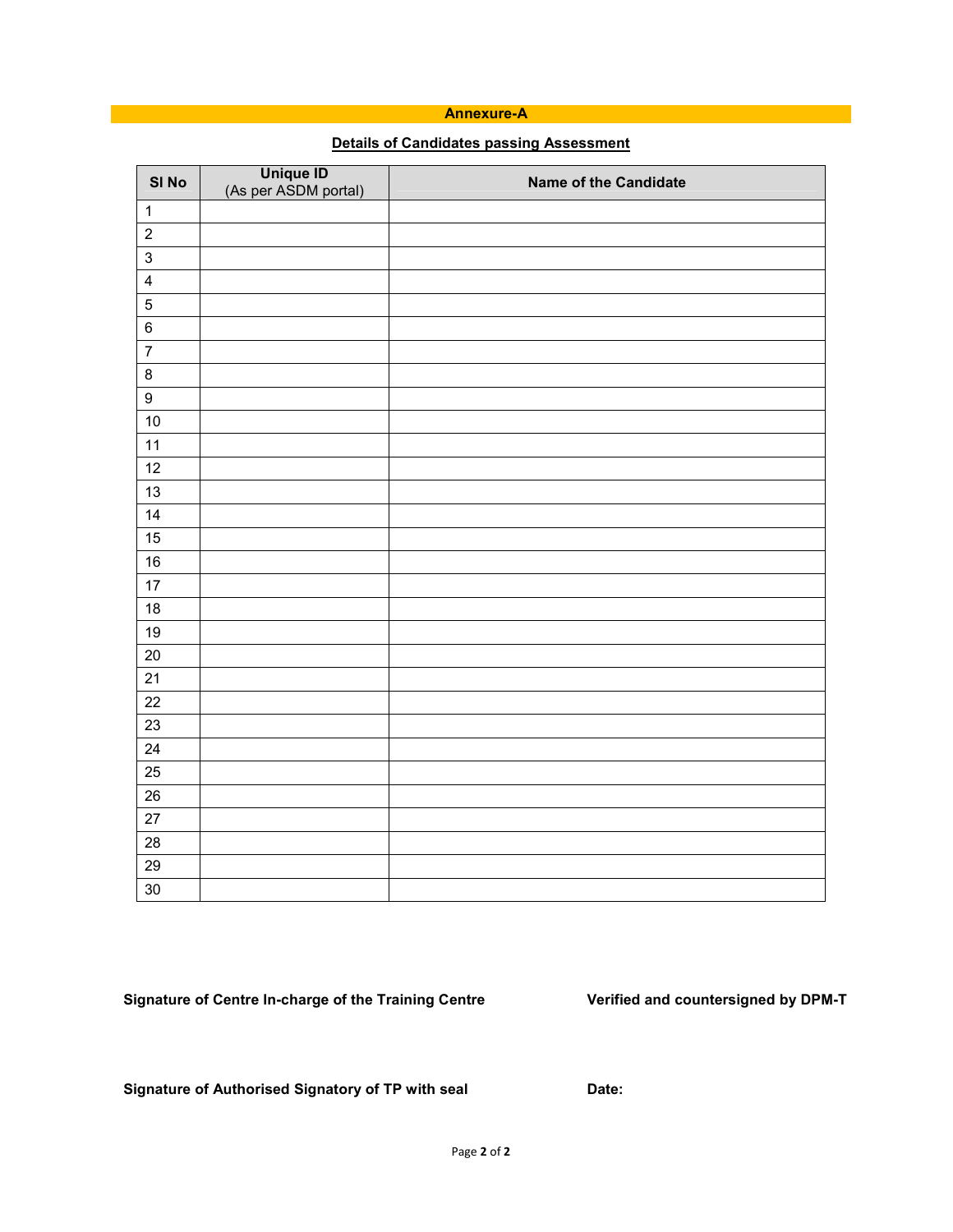## Annexure-A

**Details of Candidates passing Assessment**

| Sl No | Unique ID (As per ASDM portal) | Name of the Candidate |
|---|---|---|
| 1 | | |
| 2 | | |
| 3 | | |
| 4 | | |
| 5 | | |
| 6 | | |
| 7 | | |
| 8 | | |
| 9 | | |
| 10 | | |
| 11 | | |
| 12 | | |
| 13 | | |
| 14 | | |
| 15 | | |
| 16 | | |
| 17 | | |
| 18 | | |
| 19 | | |
| 20 | | |
| 21 | | |
| 22 | | |
| 23 | | |
| 24 | | |
| 25 | | |
| 26 | | |
| 27 | | |
| 28 | | |
| 29 | | |
| 30 | | |

**Signature of Centre In-charge of the Training Centre**

**Verified and countersigned by DPM-T**

**Signature of Authorised Signatory of TP with seal**

**Date:**